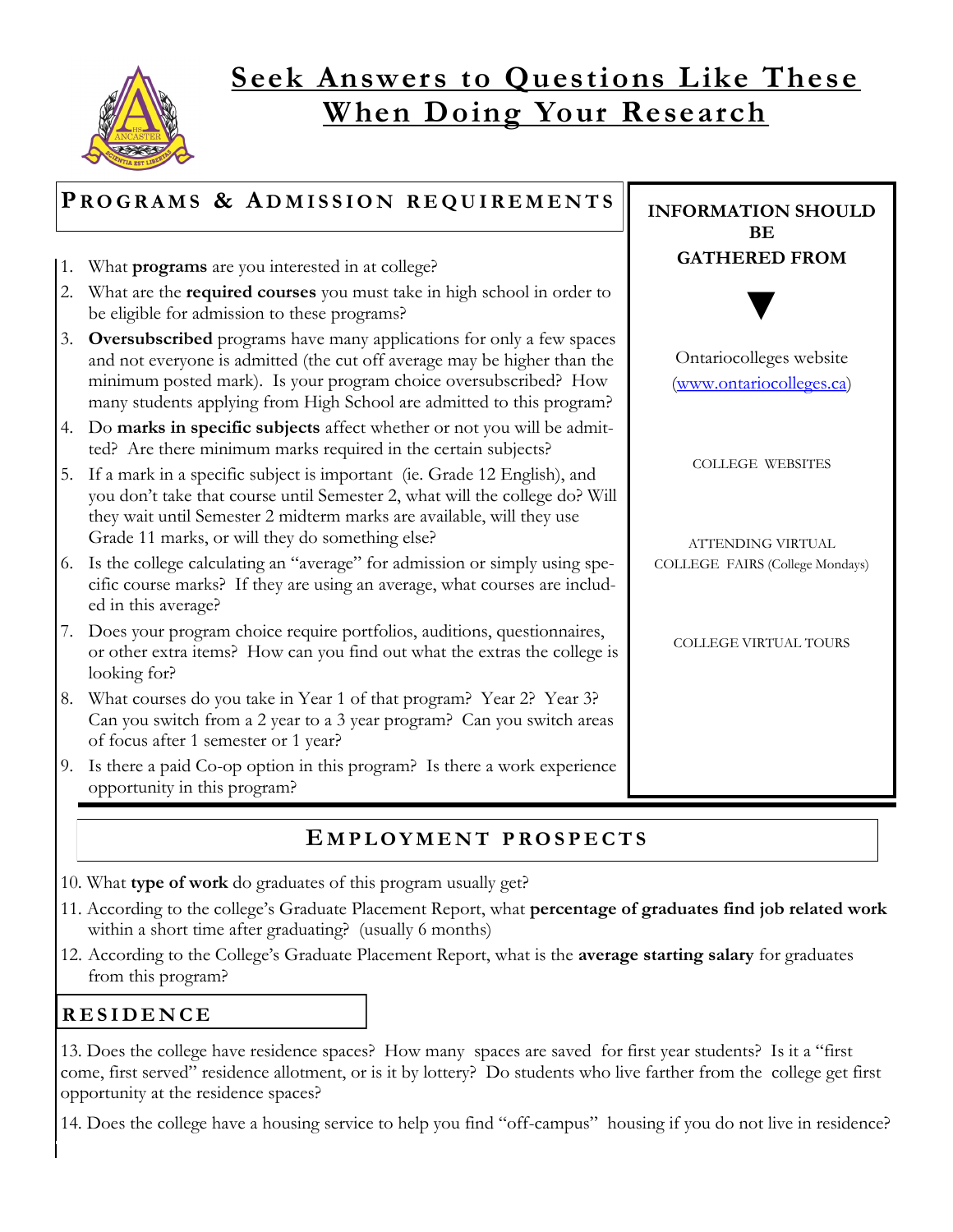# Seek Answers to Questions Like These When Doing Your Research

## Programs & Admission requirements

1. What **programs** are you interested in at college?
2. What are the **required courses** you must take in high school in order to be eligible for admission to these programs?
3. **Oversubscribed** programs have many applications for only a few spaces and not everyone is admitted (the cut off average may be higher than the minimum posted mark). Is your program choice oversubscribed? How many students applying from High School are admitted to this program?
4. Do **marks in specific subjects** affect whether or not you will be admitted? Are there minimum marks required in the certain subjects?
5. If a mark in a specific subject is important (ie. Grade 12 English), and you don't take that course until Semester 2, what will the college do? Will they wait until Semester 2 midterm marks are available, will they use Grade 11 marks, or will they do something else?
6. Is the college calculating an "average" for admission or simply using specific course marks? If they are using an average, what courses are included in this average?
7. Does your program choice require portfolios, auditions, questionnaires, or other extra items? How can you find out what the extras the college is looking for?
8. What courses do you take in Year 1 of that program? Year 2? Year 3? Can you switch from a 2 year to a 3 year program? Can you switch areas of focus after 1 semester or 1 year?
9. Is there a paid Co-op option in this program? Is there a work experience opportunity in this program?

**INFORMATION SHOULD BE GATHERED FROM**

▼

Ontariocolleges website (www.ontariocolleges.ca)

COLLEGE WEBSITES

ATTENDING VIRTUAL COLLEGE FAIRS (College Mondays)

COLLEGE VIRTUAL TOURS

## Employment prospects

10. What **type of work** do graduates of this program usually get?
11. According to the college's Graduate Placement Report, what **percentage of graduates find job related work** within a short time after graduating? (usually 6 months)
12. According to the College's Graduate Placement Report, what is the **average starting salary** for graduates from this program?

## Residence

13. Does the college have residence spaces? How many spaces are saved for first year students? Is it a "first come, first served" residence allotment, or is it by lottery? Do students who live farther from the college get first opportunity at the residence spaces?

14. Does the college have a housing service to help you find "off-campus" housing if you do not live in residence?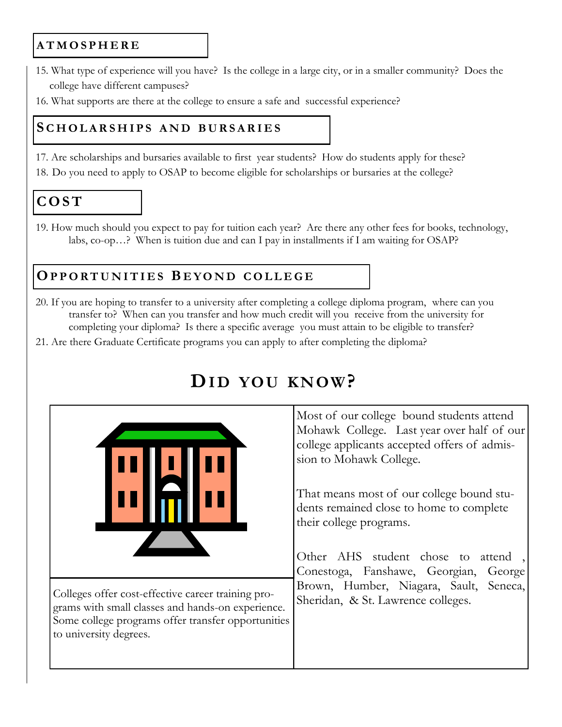## ATMOSPHERE

15. What type of experience will you have? Is the college in a large city, or in a smaller community? Does the college have different campuses?
16. What supports are there at the college to ensure a safe and successful experience?

## SCHOLARSHIPS AND BURSARIES

17. Are scholarships and bursaries available to first year students? How do students apply for these?
18. Do you need to apply to OSAP to become eligible for scholarships or bursaries at the college?

## COST

19. How much should you expect to pay for tuition each year? Are there any other fees for books, technology, labs, co-op…? When is tuition due and can I pay in installments if I am waiting for OSAP?

## OPPORTUNITIES BEYOND COLLEGE

20. If you are hoping to transfer to a university after completing a college diploma program, where can you transfer to? When can you transfer and how much credit will you receive from the university for completing your diploma? Is there a specific average you must attain to be eligible to transfer?
21. Are there Graduate Certificate programs you can apply to after completing the diploma?

# DID YOU KNOW?

Colleges offer cost-effective career training programs with small classes and hands-on experience. Some college programs offer transfer opportunities to university degrees.

Most of our college bound students attend Mohawk College. Last year over half of our college applicants accepted offers of admission to Mohawk College.

That means most of our college bound students remained close to home to complete their college programs.

Other AHS student chose to attend , Conestoga, Fanshawe, Georgian, George Brown, Humber, Niagara, Sault, Seneca, Sheridan, & St. Lawrence colleges.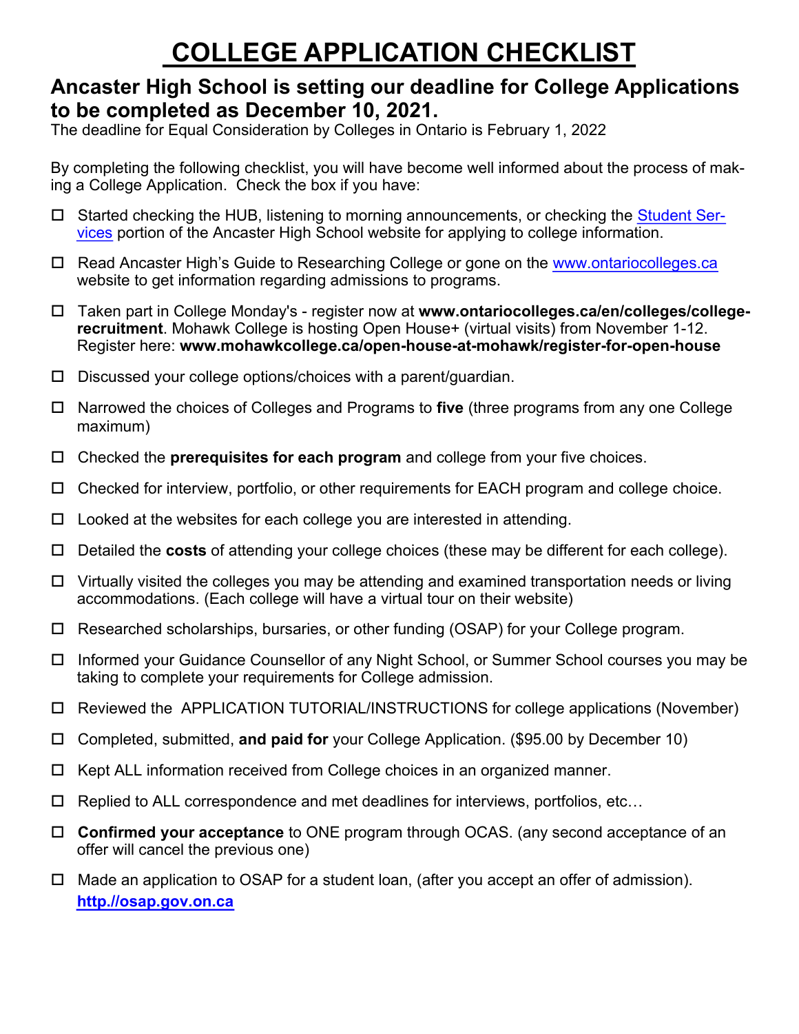# COLLEGE APPLICATION CHECKLIST

## Ancaster High School is setting our deadline for College Applications to be completed as December 10, 2021.

The deadline for Equal Consideration by Colleges in Ontario is February 1, 2022

By completing the following checklist, you will have become well informed about the process of making a College Application. Check the box if you have:

- ☐ Started checking the HUB, listening to morning announcements, or checking the Student Services portion of the Ancaster High School website for applying to college information.
- ☐ Read Ancaster High's Guide to Researching College or gone on the www.ontariocolleges.ca website to get information regarding admissions to programs.
- ☐ Taken part in College Monday's - register now at **www.ontariocolleges.ca/en/colleges/college-recruitment**. Mohawk College is hosting Open House+ (virtual visits) from November 1-12. Register here: **www.mohawkcollege.ca/open-house-at-mohawk/register-for-open-house**
- ☐ Discussed your college options/choices with a parent/guardian.
- ☐ Narrowed the choices of Colleges and Programs to **five** (three programs from any one College maximum)
- ☐ Checked the **prerequisites for each program** and college from your five choices.
- ☐ Checked for interview, portfolio, or other requirements for EACH program and college choice.
- ☐ Looked at the websites for each college you are interested in attending.
- ☐ Detailed the **costs** of attending your college choices (these may be different for each college).
- ☐ Virtually visited the colleges you may be attending and examined transportation needs or living accommodations. (Each college will have a virtual tour on their website)
- ☐ Researched scholarships, bursaries, or other funding (OSAP) for your College program.
- ☐ Informed your Guidance Counsellor of any Night School, or Summer School courses you may be taking to complete your requirements for College admission.
- ☐ Reviewed the APPLICATION TUTORIAL/INSTRUCTIONS for college applications (November)
- ☐ Completed, submitted, **and paid for** your College Application. ($95.00 by December 10)
- ☐ Kept ALL information received from College choices in an organized manner.
- ☐ Replied to ALL correspondence and met deadlines for interviews, portfolios, etc…
- ☐ **Confirmed your acceptance** to ONE program through OCAS. (any second acceptance of an offer will cancel the previous one)
- ☐ Made an application to OSAP for a student loan, (after you accept an offer of admission). **http.//osap.gov.on.ca**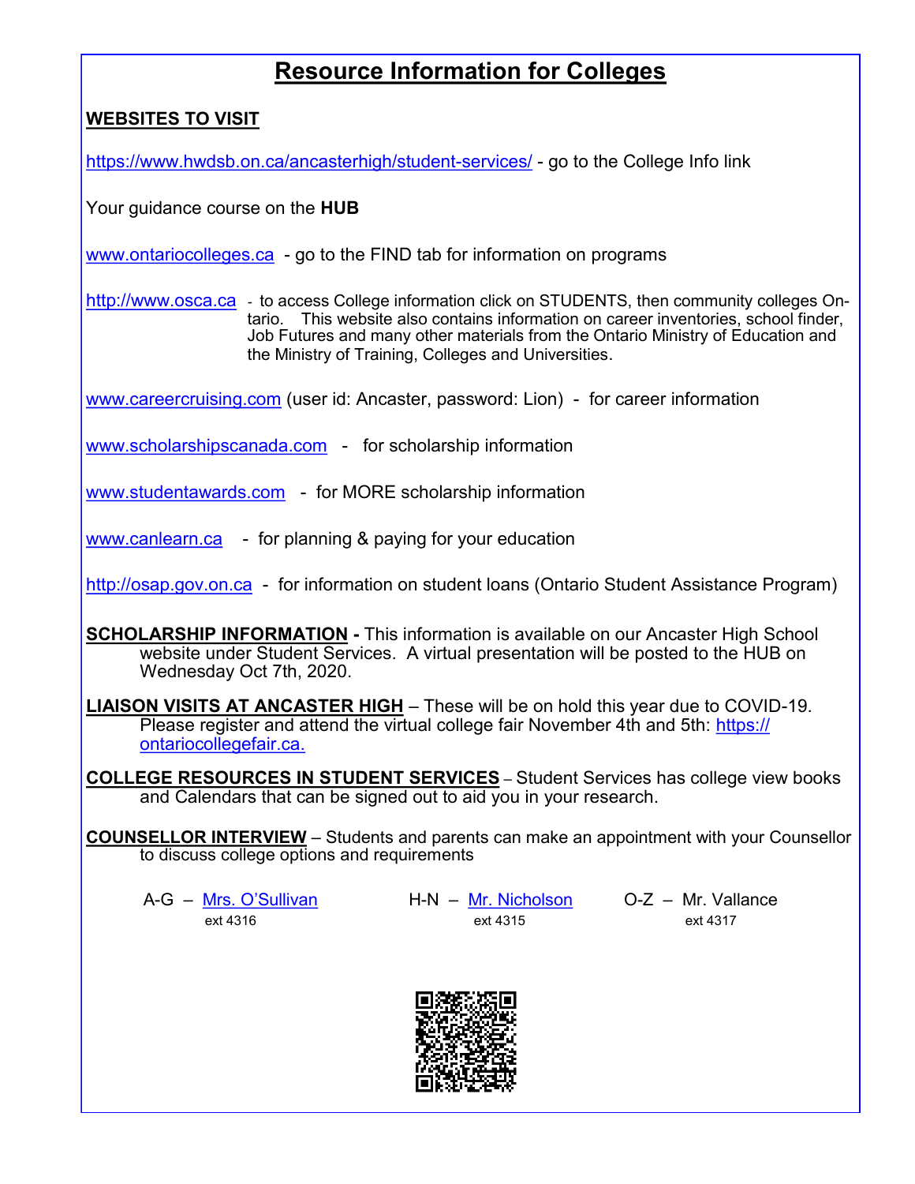# Resource Information for Colleges

**WEBSITES TO VISIT**

https://www.hwdsb.on.ca/ancasterhigh/student-services/ - go to the College Info link

Your guidance course on the **HUB**

www.ontariocolleges.ca - go to the FIND tab for information on programs

http://www.osca.ca - to access College information click on STUDENTS, then community colleges Ontario. This website also contains information on career inventories, school finder, Job Futures and many other materials from the Ontario Ministry of Education and the Ministry of Training, Colleges and Universities.

www.careercruising.com (user id: Ancaster, password: Lion) - for career information

www.scholarshipscanada.com - for scholarship information

www.studentawards.com - for MORE scholarship information

www.canlearn.ca - for planning & paying for your education

http://osap.gov.on.ca - for information on student loans (Ontario Student Assistance Program)

**SCHOLARSHIP INFORMATION -** This information is available on our Ancaster High School website under Student Services. A virtual presentation will be posted to the HUB on Wednesday Oct 7th, 2020.

**LIAISON VISITS AT ANCASTER HIGH** – These will be on hold this year due to COVID-19. Please register and attend the virtual college fair November 4th and 5th: https://ontariocollegefair.ca.

**COLLEGE RESOURCES IN STUDENT SERVICES** – Student Services has college view books and Calendars that can be signed out to aid you in your research.

**COUNSELLOR INTERVIEW** – Students and parents can make an appointment with your Counsellor to discuss college options and requirements

A-G – Mrs. O'Sullivan
ext 4316

H-N – Mr. Nicholson
ext 4315

O-Z – Mr. Vallance
ext 4317